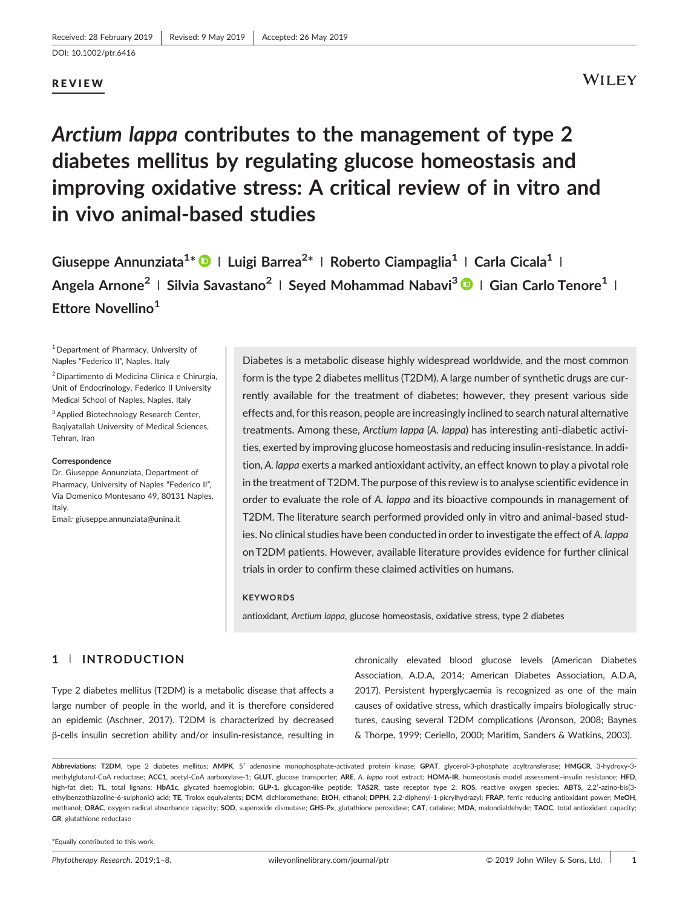Received: 28 February 2019 | Revised: 9 May 2019 | Accepted: 26 May 2019

DOI: 10.1002/ptr.6416

**REVIEW**

# *Arctium lappa* contributes to the management of type 2 diabetes mellitus by regulating glucose homeostasis and improving oxidative stress: A critical review of in vitro and in vivo animal-based studies

**Giuseppe Annunziata[1]* | Luigi Barrea[2]* | Roberto Ciampaglia[1] | Carla Cicala[1] | Angela Arnone[2] | Silvia Savastano[2] | Seyed Mohammad Nabavi[3] | Gian Carlo Tenore[1] | Ettore Novellino[1]**

[1] Department of Pharmacy, University of Naples "Federico II", Naples, Italy

[2] Dipartimento di Medicina Clinica e Chirurgia, Unit of Endocrinology, Federico II University Medical School of Naples, Naples, Italy

[3] Applied Biotechnology Research Center, Baqiyatallah University of Medical Sciences, Tehran, Iran

**Correspondence**

Dr. Giuseppe Annunziata, Department of Pharmacy, University of Naples "Federico II", Via Domenico Montesano 49, 80131 Naples, Italy.

Email: giuseppe.annunziata@unina.it

Diabetes is a metabolic disease highly widespread worldwide, and the most common form is the type 2 diabetes mellitus (T2DM). A large number of synthetic drugs are currently available for the treatment of diabetes; however, they present various side effects and, for this reason, people are increasingly inclined to search natural alternative treatments. Among these, *Arctium lappa* (*A. lappa*) has interesting anti-diabetic activities, exerted by improving glucose homeostasis and reducing insulin-resistance. In addition, *A. lappa* exerts a marked antioxidant activity, an effect known to play a pivotal role in the treatment of T2DM. The purpose of this review is to analyse scientific evidence in order to evaluate the role of *A. lappa* and its bioactive compounds in management of T2DM. The literature search performed provided only in vitro and animal-based studies. No clinical studies have been conducted in order to investigate the effect of *A. lappa* on T2DM patients. However, available literature provides evidence for further clinical trials in order to confirm these claimed activities on humans.

**KEYWORDS**

antioxidant, *Arctium lappa*, glucose homeostasis, oxidative stress, type 2 diabetes

## 1 | INTRODUCTION

Type 2 diabetes mellitus (T2DM) is a metabolic disease that affects a large number of people in the world, and it is therefore considered an epidemic (Aschner, 2017). T2DM is characterized by decreased β-cells insulin secretion ability and/or insulin-resistance, resulting in chronically elevated blood glucose levels (American Diabetes Association, A.D.A, 2014; American Diabetes Association, A.D.A, 2017). Persistent hyperglycaemia is recognized as one of the main causes of oxidative stress, which drastically impairs biologically structures, causing several T2DM complications (Aronson, 2008; Baynes & Thorpe, 1999; Ceriello, 2000; Maritim, Sanders & Watkins, 2003).

**Abbreviations: T2DM**, type 2 diabetes mellitus; **AMPK**, 5′ adenosine monophosphate-activated protein kinase; **GPAT**, glycerol-3-phosphate acyltransferase; **HMGCR**, 3-hydroxy-3-methylglutarul-CoA reductase; **ACC1**, acetyl-CoA aarboxylase-1; **GLUT**, glucose transporter; **ARE**, *A. lappa* root extract; **HOMA-IR**, homeostasis model assessment–insulin resistance; **HFD**, high-fat diet; **TL**, total lignans; **HbA1c**, glycated haemoglobin; **GLP-1**, glucagon-like peptide; **TAS2R**, taste receptor type 2; **ROS**, reactive oxygen species; **ABTS**, 2,2′-azino-bis(3-ethylbenzothiazoline-6-sulphonic) acid; **TE**, Trolox equivalents; **DCM**, dichloromethane; **EtOH**, ethanol; **DPPH**, 2,2-diphenyl-1-picrylhydrazyl; **FRAP**, ferric reducing antioxidant power; **MeOH**, methanol; **ORAC**, oxygen radical absorbance capacity; **SOD**, superoxide dismutase; **GHS-Px**, glutathione peroxidase; **CAT**, catalase; **MDA**, malondialdehyde; **TAOC**, total antioxidant capacity; **GR**, glutathione reductase

*Equally contributed to this work.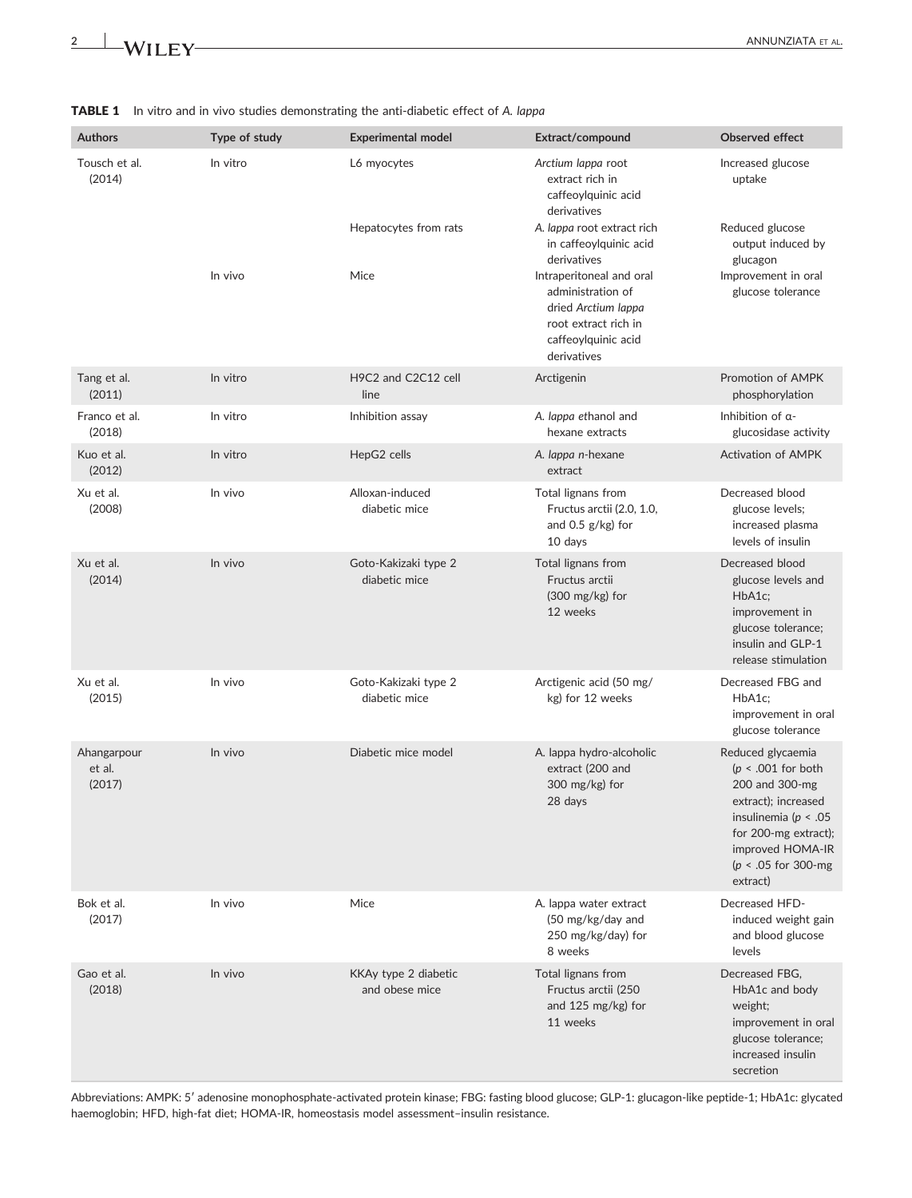**TABLE 1** In vitro and in vivo studies demonstrating the anti-diabetic effect of *A. lappa*

| Authors | Type of study | Experimental model | Extract/compound | Observed effect |
|---|---|---|---|---|
| Tousch et al. (2014) | In vitro | L6 myocytes | *Arctium lappa* root extract rich in caffeoylquinic acid derivatives | Increased glucose uptake |
| | | Hepatocytes from rats | *A. lappa* root extract rich in caffeoylquinic acid derivatives | Reduced glucose output induced by glucagon |
| | In vivo | Mice | Intraperitoneal and oral administration of dried *Arctium lappa* root extract rich in caffeoylquinic acid derivatives | Improvement in oral glucose tolerance |
| Tang et al. (2011) | In vitro | H9C2 and C2C12 cell line | Arctigenin | Promotion of AMPK phosphorylation |
| Franco et al. (2018) | In vitro | Inhibition assay | *A. lappa* ethanol and hexane extracts | Inhibition of α-glucosidase activity |
| Kuo et al. (2012) | In vitro | HepG2 cells | *A. lappa n*-hexane extract | Activation of AMPK |
| Xu et al. (2008) | In vivo | Alloxan-induced diabetic mice | Total lignans from Fructus arctii (2.0, 1.0, and 0.5 g/kg) for 10 days | Decreased blood glucose levels; increased plasma levels of insulin |
| Xu et al. (2014) | In vivo | Goto-Kakizaki type 2 diabetic mice | Total lignans from Fructus arctii (300 mg/kg) for 12 weeks | Decreased blood glucose levels and HbA1c; improvement in glucose tolerance; insulin and GLP-1 release stimulation |
| Xu et al. (2015) | In vivo | Goto-Kakizaki type 2 diabetic mice | Arctigenic acid (50 mg/kg) for 12 weeks | Decreased FBG and HbA1c; improvement in oral glucose tolerance |
| Ahangarpour et al. (2017) | In vivo | Diabetic mice model | A. lappa hydro-alcoholic extract (200 and 300 mg/kg) for 28 days | Reduced glycaemia ($p < .001$ for both 200 and 300-mg extract); increased insulinemia ($p < .05$ for 200-mg extract); improved HOMA-IR ($p < .05$ for 300-mg extract) |
| Bok et al. (2017) | In vivo | Mice | A. lappa water extract (50 mg/kg/day and 250 mg/kg/day) for 8 weeks | Decreased HFD-induced weight gain and blood glucose levels |
| Gao et al. (2018) | In vivo | KKAy type 2 diabetic and obese mice | Total lignans from Fructus arctii (250 and 125 mg/kg) for 11 weeks | Decreased FBG, HbA1c and body weight; improvement in oral glucose tolerance; increased insulin secretion |

Abbreviations: AMPK: 5′ adenosine monophosphate-activated protein kinase; FBG: fasting blood glucose; GLP-1: glucagon-like peptide-1; HbA1c: glycated haemoglobin; HFD, high-fat diet; HOMA-IR, homeostasis model assessment–insulin resistance.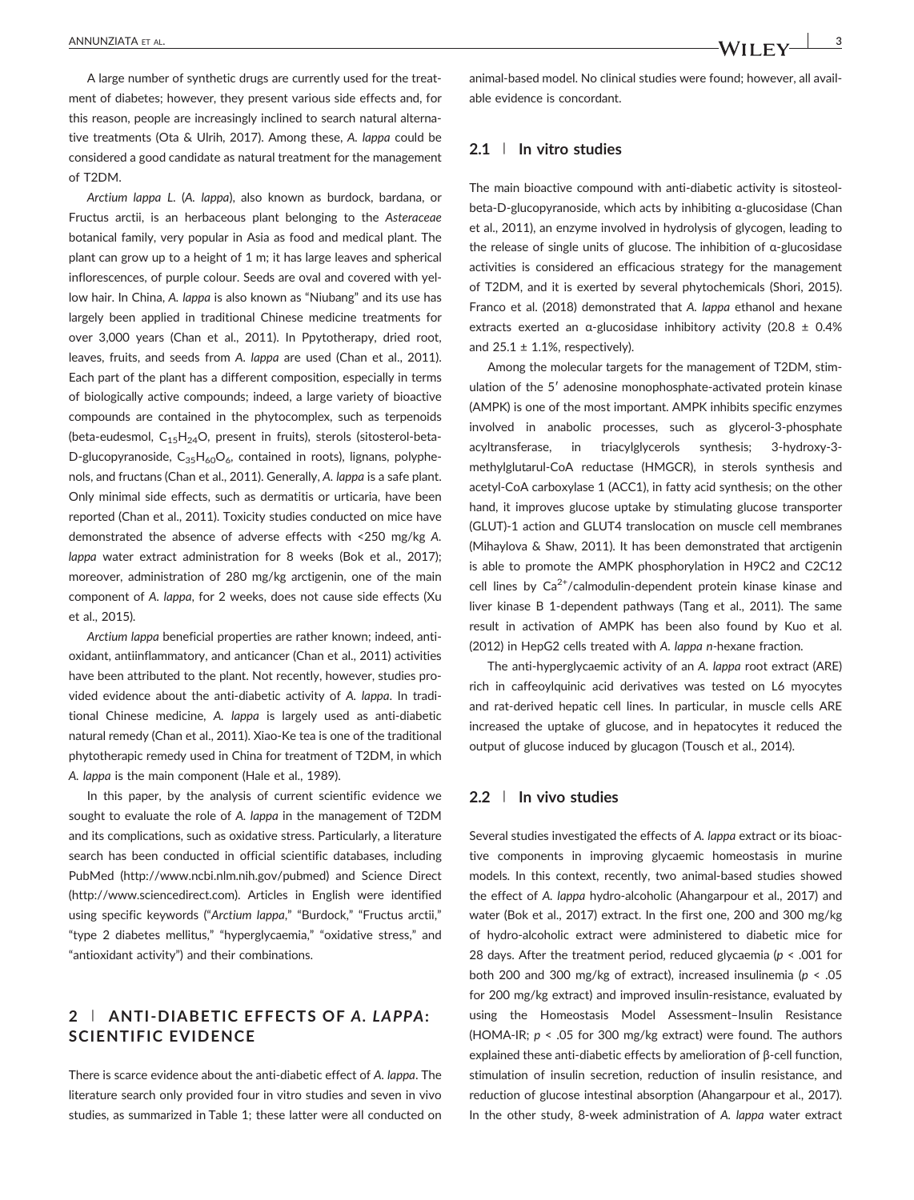A large number of synthetic drugs are currently used for the treatment of diabetes; however, they present various side effects and, for this reason, people are increasingly inclined to search natural alternative treatments (Ota & Ulrih, 2017). Among these, *A. lappa* could be considered a good candidate as natural treatment for the management of T2DM.

*Arctium lappa L.* (*A. lappa*), also known as burdock, bardana, or Fructus arctii, is an herbaceous plant belonging to the *Asteraceae* botanical family, very popular in Asia as food and medical plant. The plant can grow up to a height of 1 m; it has large leaves and spherical inflorescences, of purple colour. Seeds are oval and covered with yellow hair. In China, *A. lappa* is also known as "Niubang" and its use has largely been applied in traditional Chinese medicine treatments for over 3,000 years (Chan et al., 2011). In Ppytotherapy, dried root, leaves, fruits, and seeds from *A. lappa* are used (Chan et al., 2011). Each part of the plant has a different composition, especially in terms of biologically active compounds; indeed, a large variety of bioactive compounds are contained in the phytocomplex, such as terpenoids (beta-eudesmol, $C_{15}H_{24}O$, present in fruits), sterols (sitosterol-beta-D-glucopyranoside, $C_{35}H_{60}O_6$, contained in roots), lignans, polyphenols, and fructans (Chan et al., 2011). Generally, *A. lappa* is a safe plant. Only minimal side effects, such as dermatitis or urticaria, have been reported (Chan et al., 2011). Toxicity studies conducted on mice have demonstrated the absence of adverse effects with <250 mg/kg *A. lappa* water extract administration for 8 weeks (Bok et al., 2017); moreover, administration of 280 mg/kg arctigenin, one of the main component of *A. lappa*, for 2 weeks, does not cause side effects (Xu et al., 2015).

*Arctium lappa* beneficial properties are rather known; indeed, antioxidant, antiinflammatory, and anticancer (Chan et al., 2011) activities have been attributed to the plant. Not recently, however, studies provided evidence about the anti-diabetic activity of *A. lappa*. In traditional Chinese medicine, *A. lappa* is largely used as anti-diabetic natural remedy (Chan et al., 2011). Xiao-Ke tea is one of the traditional phytotherapic remedy used in China for treatment of T2DM, in which *A. lappa* is the main component (Hale et al., 1989).

In this paper, by the analysis of current scientific evidence we sought to evaluate the role of *A. lappa* in the management of T2DM and its complications, such as oxidative stress. Particularly, a literature search has been conducted in official scientific databases, including PubMed (http://www.ncbi.nlm.nih.gov/pubmed) and Science Direct (http://www.sciencedirect.com). Articles in English were identified using specific keywords ("*Arctium lappa*," "Burdock," "Fructus arctii," "type 2 diabetes mellitus," "hyperglycaemia," "oxidative stress," and "antioxidant activity") and their combinations.

## 2 | ANTI-DIABETIC EFFECTS OF *A. LAPPA*: SCIENTIFIC EVIDENCE

There is scarce evidence about the anti-diabetic effect of *A. lappa*. The literature search only provided four in vitro studies and seven in vivo studies, as summarized in Table 1; these latter were all conducted on animal-based model. No clinical studies were found; however, all available evidence is concordant.

### 2.1 | In vitro studies

The main bioactive compound with anti-diabetic activity is sitosteol-beta-D-glucopyranoside, which acts by inhibiting α-glucosidase (Chan et al., 2011), an enzyme involved in hydrolysis of glycogen, leading to the release of single units of glucose. The inhibition of α-glucosidase activities is considered an efficacious strategy for the management of T2DM, and it is exerted by several phytochemicals (Shori, 2015). Franco et al. (2018) demonstrated that *A. lappa* ethanol and hexane extracts exerted an α-glucosidase inhibitory activity (20.8 ± 0.4% and 25.1 ± 1.1%, respectively).

Among the molecular targets for the management of T2DM, stimulation of the 5′ adenosine monophosphate-activated protein kinase (AMPK) is one of the most important. AMPK inhibits specific enzymes involved in anabolic processes, such as glycerol-3-phosphate acyltransferase, in triacylglycerols synthesis; 3-hydroxy-3-methylglutarul-CoA reductase (HMGCR), in sterols synthesis and acetyl-CoA carboxylase 1 (ACC1), in fatty acid synthesis; on the other hand, it improves glucose uptake by stimulating glucose transporter (GLUT)-1 action and GLUT4 translocation on muscle cell membranes (Mihaylova & Shaw, 2011). It has been demonstrated that arctigenin is able to promote the AMPK phosphorylation in H9C2 and C2C12 cell lines by $Ca^{2+}$/calmodulin-dependent protein kinase kinase and liver kinase B 1-dependent pathways (Tang et al., 2011). The same result in activation of AMPK has been also found by Kuo et al. (2012) in HepG2 cells treated with *A. lappa n*-hexane fraction.

The anti-hyperglycaemic activity of an *A. lappa* root extract (ARE) rich in caffeoylquinic acid derivatives was tested on L6 myocytes and rat-derived hepatic cell lines. In particular, in muscle cells ARE increased the uptake of glucose, and in hepatocytes it reduced the output of glucose induced by glucagon (Tousch et al., 2014).

### 2.2 | In vivo studies

Several studies investigated the effects of *A. lappa* extract or its bioactive components in improving glycaemic homeostasis in murine models. In this context, recently, two animal-based studies showed the effect of *A. lappa* hydro-alcoholic (Ahangarpour et al., 2017) and water (Bok et al., 2017) extract. In the first one, 200 and 300 mg/kg of hydro-alcoholic extract were administered to diabetic mice for 28 days. After the treatment period, reduced glycaemia ($p < .001$ for both 200 and 300 mg/kg of extract), increased insulinemia ($p < .05$ for 200 mg/kg extract) and improved insulin-resistance, evaluated by using the Homeostasis Model Assessment–Insulin Resistance (HOMA-IR; $p < .05$ for 300 mg/kg extract) were found. The authors explained these anti-diabetic effects by amelioration of β-cell function, stimulation of insulin secretion, reduction of insulin resistance, and reduction of glucose intestinal absorption (Ahangarpour et al., 2017). In the other study, 8-week administration of *A. lappa* water extract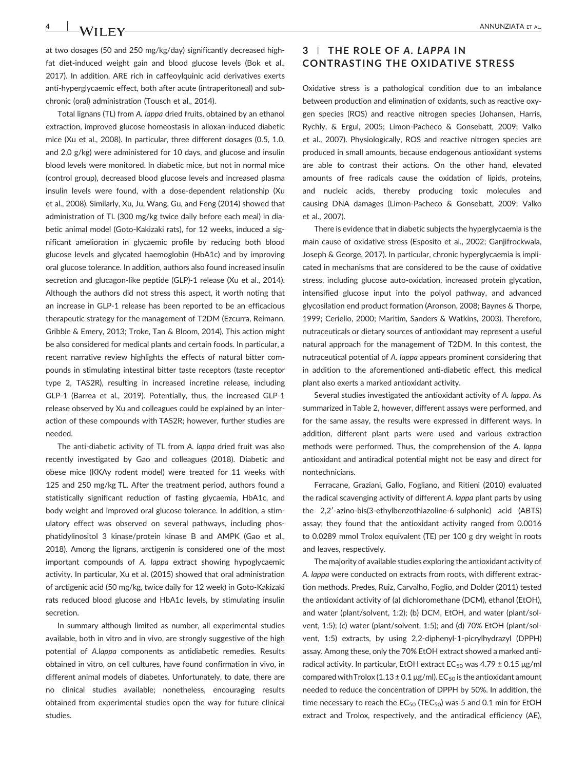at two dosages (50 and 250 mg/kg/day) significantly decreased high-fat diet-induced weight gain and blood glucose levels (Bok et al., 2017). In addition, ARE rich in caffeoylquinic acid derivatives exerts anti-hyperglycaemic effect, both after acute (intraperitoneal) and sub-chronic (oral) administration (Tousch et al., 2014).

Total lignans (TL) from *A. lappa* dried fruits, obtained by an ethanol extraction, improved glucose homeostasis in alloxan-induced diabetic mice (Xu et al., 2008). In particular, three different dosages (0.5, 1.0, and 2.0 g/kg) were administered for 10 days, and glucose and insulin blood levels were monitored. In diabetic mice, but not in normal mice (control group), decreased blood glucose levels and increased plasma insulin levels were found, with a dose-dependent relationship (Xu et al., 2008). Similarly, Xu, Ju, Wang, Gu, and Feng (2014) showed that administration of TL (300 mg/kg twice daily before each meal) in diabetic animal model (Goto-Kakizaki rats), for 12 weeks, induced a significant amelioration in glycaemic profile by reducing both blood glucose levels and glycated haemoglobin (HbA1c) and by improving oral glucose tolerance. In addition, authors also found increased insulin secretion and glucagon-like peptide (GLP)-1 release (Xu et al., 2014). Although the authors did not stress this aspect, it worth noting that an increase in GLP-1 release has been reported to be an efficacious therapeutic strategy for the management of T2DM (Ezcurra, Reimann, Gribble & Emery, 2013; Troke, Tan & Bloom, 2014). This action might be also considered for medical plants and certain foods. In particular, a recent narrative review highlights the effects of natural bitter compounds in stimulating intestinal bitter taste receptors (taste receptor type 2, TAS2R), resulting in increased incretine release, including GLP-1 (Barrea et al., 2019). Potentially, thus, the increased GLP-1 release observed by Xu and colleagues could be explained by an interaction of these compounds with TAS2R; however, further studies are needed.

The anti-diabetic activity of TL from *A. lappa* dried fruit was also recently investigated by Gao and colleagues (2018). Diabetic and obese mice (KKAy rodent model) were treated for 11 weeks with 125 and 250 mg/kg TL. After the treatment period, authors found a statistically significant reduction of fasting glycaemia, HbA1c, and body weight and improved oral glucose tolerance. In addition, a stimulatory effect was observed on several pathways, including phosphatidylinositol 3 kinase/protein kinase B and AMPK (Gao et al., 2018). Among the lignans, arctigenin is considered one of the most important compounds of *A. lappa* extract showing hypoglycaemic activity. In particular, Xu et al. (2015) showed that oral administration of arctigenic acid (50 mg/kg, twice daily for 12 week) in Goto-Kakizaki rats reduced blood glucose and HbA1c levels, by stimulating insulin secretion.

In summary although limited as number, all experimental studies available, both in vitro and in vivo, are strongly suggestive of the high potential of *A.lappa* components as antidiabetic remedies. Results obtained in vitro, on cell cultures, have found confirmation in vivo, in different animal models of diabetes. Unfortunately, to date, there are no clinical studies available; nonetheless, encouraging results obtained from experimental studies open the way for future clinical studies.

## 3 | THE ROLE OF *A. LAPPA* IN CONTRASTING THE OXIDATIVE STRESS

Oxidative stress is a pathological condition due to an imbalance between production and elimination of oxidants, such as reactive oxygen species (ROS) and reactive nitrogen species (Johansen, Harris, Rychly, & Ergul, 2005; Limon-Pacheco & Gonsebatt, 2009; Valko et al., 2007). Physiologically, ROS and reactive nitrogen species are produced in small amounts, because endogenous antioxidant systems are able to contrast their actions. On the other hand, elevated amounts of free radicals cause the oxidation of lipids, proteins, and nucleic acids, thereby producing toxic molecules and causing DNA damages (Limon-Pacheco & Gonsebatt, 2009; Valko et al., 2007).

There is evidence that in diabetic subjects the hyperglycaemia is the main cause of oxidative stress (Esposito et al., 2002; Ganjifrockwala, Joseph & George, 2017). In particular, chronic hyperglycaemia is implicated in mechanisms that are considered to be the cause of oxidative stress, including glucose auto-oxidation, increased protein glycation, intensified glucose input into the polyol pathway, and advanced glycosilation end product formation (Aronson, 2008; Baynes & Thorpe, 1999; Ceriello, 2000; Maritim, Sanders & Watkins, 2003). Therefore, nutraceuticals or dietary sources of antioxidant may represent a useful natural approach for the management of T2DM. In this contest, the nutraceutical potential of *A. lappa* appears prominent considering that in addition to the aforementioned anti-diabetic effect, this medical plant also exerts a marked antioxidant activity.

Several studies investigated the antioxidant activity of *A. lappa*. As summarized in Table 2, however, different assays were performed, and for the same assay, the results were expressed in different ways. In addition, different plant parts were used and various extraction methods were performed. Thus, the comprehension of the *A. lappa* antioxidant and antiradical potential might not be easy and direct for nontechnicians.

Ferracane, Graziani, Gallo, Fogliano, and Ritieni (2010) evaluated the radical scavenging activity of different *A. lappa* plant parts by using the 2,2′-azino-bis(3-ethylbenzothiazoline-6-sulphonic) acid (ABTS) assay; they found that the antioxidant activity ranged from 0.0016 to 0.0289 mmol Trolox equivalent (TE) per 100 g dry weight in roots and leaves, respectively.

The majority of available studies exploring the antioxidant activity of *A. lappa* were conducted on extracts from roots, with different extraction methods. Predes, Ruiz, Carvalho, Foglio, and Dolder (2011) tested the antioxidant activity of (a) dichloromethane (DCM), ethanol (EtOH), and water (plant/solvent, 1:2); (b) DCM, EtOH, and water (plant/solvent, 1:5); (c) water (plant/solvent, 1:5); and (d) 70% EtOH (plant/solvent, 1:5) extracts, by using 2,2-diphenyl-1-picrylhydrazyl (DPPH) assay. Among these, only the 70% EtOH extract showed a marked antiradical activity. In particular, EtOH extract $EC_{50}$ was 4.79 ± 0.15 μg/ml compared with Trolox (1.13 ± 0.1 μg/ml). $EC_{50}$ is the antioxidant amount needed to reduce the concentration of DPPH by 50%. In addition, the time necessary to reach the $EC_{50}$ ($TEC_{50}$) was 5 and 0.1 min for EtOH extract and Trolox, respectively, and the antiradical efficiency (AE),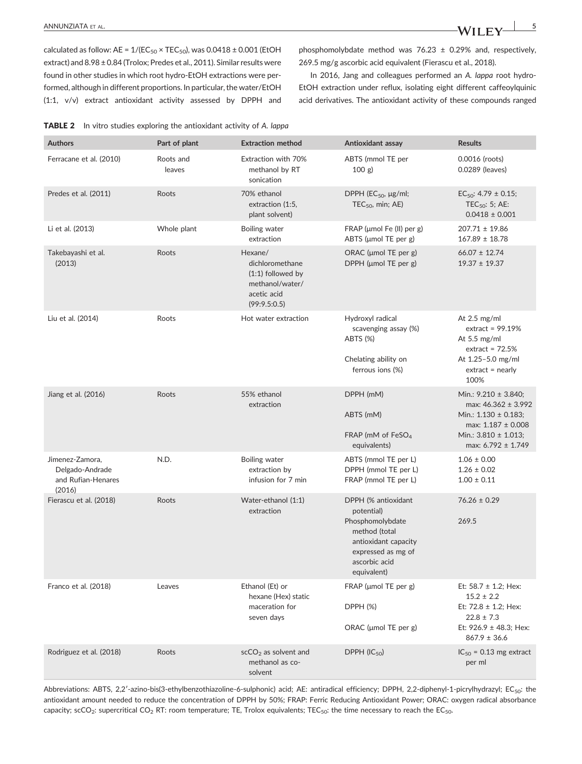calculated as follow: AE = $1/(EC_{50} \times TEC_{50})$, was 0.0418 ± 0.001 (EtOH extract) and 8.98 ± 0.84 (Trolox; Predes et al., 2011). Similar results were found in other studies in which root hydro-EtOH extractions were performed, although in different proportions. In particular, the water/EtOH (1:1, v/v) extract antioxidant activity assessed by DPPH and phosphomolybdate method was 76.23 ± 0.29% and, respectively, 269.5 mg/g ascorbic acid equivalent (Fierascu et al., 2018).

In 2016, Jang and colleagues performed an *A. lappa* root hydro-EtOH extraction under reflux, isolating eight different caffeoylquinic acid derivatives. The antioxidant activity of these compounds ranged

**TABLE 2** In vitro studies exploring the antioxidant activity of *A. lappa*

| Authors | Part of plant | Extraction method | Antioxidant assay | Results |
|---|---|---|---|---|
| Ferracane et al. (2010) | Roots and leaves | Extraction with 70% methanol by RT sonication | ABTS (mmol TE per 100 g) | 0.0016 (roots)<br>0.0289 (leaves) |
| Predes et al. (2011) | Roots | 70% ethanol extraction (1:5, plant solvent) | DPPH ($EC_{50}$, μg/ml; $TEC_{50}$, min; AE) | $EC_{50}$: 4.79 ± 0.15; $TEC_{50}$: 5; AE: 0.0418 ± 0.001 |
| Li et al. (2013) | Whole plant | Boiling water extraction | FRAP (μmol Fe (II) per g)<br>ABTS (μmol TE per g) | 207.71 ± 19.86<br>167.89 ± 18.78 |
| Takebayashi et al. (2013) | Roots | Hexane/ dichloromethane (1:1) followed by methanol/water/ acetic acid (99:9.5:0.5) | ORAC (μmol TE per g)<br>DPPH (μmol TE per g) | 66.07 ± 12.74<br>19.37 ± 19.37 |
| Liu et al. (2014) | Roots | Hot water extraction | Hydroxyl radical scavenging assay (%)<br>ABTS (%)<br>Chelating ability on ferrous ions (%) | At 2.5 mg/ml extract = 99.19%<br>At 5.5 mg/ml extract = 72.5%<br>At 1.25–5.0 mg/ml extract = nearly 100% |
| Jiang et al. (2016) | Roots | 55% ethanol extraction | DPPH (mM)<br>ABTS (mM)<br>FRAP (mM of $FeSO_4$ equivalents) | Min.: 9.210 ± 3.840; max: 46.362 ± 3.992<br>Min.: 1.130 ± 0.183; max: 1.187 ± 0.008<br>Min.: 3.810 ± 1.013; max: 6.792 ± 1.749 |
| Jimenez-Zamora, Delgado-Andrade and Rufian-Henares (2016) | N.D. | Boiling water extraction by infusion for 7 min | ABTS (mmol TE per L)<br>DPPH (mmol TE per L)<br>FRAP (mmol TE per L) | 1.06 ± 0.00<br>1.26 ± 0.02<br>1.00 ± 0.11 |
| Fierascu et al. (2018) | Roots | Water-ethanol (1:1) extraction | DPPH (% antioxidant potential)<br>Phosphomolybdate method (total antioxidant capacity expressed as mg of ascorbic acid equivalent) | 76.26 ± 0.29<br>269.5 |
| Franco et al. (2018) | Leaves | Ethanol (Et) or hexane (Hex) static maceration for seven days | FRAP (μmol TE per g)<br>DPPH (%)<br>ORAC (μmol TE per g) | Et: 58.7 ± 1.2; Hex: 15.2 ± 2.2<br>Et: 72.8 ± 1.2; Hex: 22.8 ± 7.3<br>Et: 926.9 ± 48.3; Hex: 867.9 ± 36.6 |
| Rodriguez et al. (2018) | Roots | $scCO_2$ as solvent and methanol as co-solvent | DPPH ($IC_{50}$) | $IC_{50}$ = 0.13 mg extract per ml |

Abbreviations: ABTS, 2,2′-azino-bis(3-ethylbenzothiazoline-6-sulphonic) acid; AE: antiradical efficiency; DPPH, 2,2-diphenyl-1-picrylhydrazyl; $EC_{50}$: the antioxidant amount needed to reduce the concentration of DPPH by 50%; FRAP: Ferric Reducing Antioxidant Power; ORAC: oxygen radical absorbance capacity; $scCO_2$: supercritical $CO_2$ RT: room temperature; TE, Trolox equivalents; $TEC_{50}$: the time necessary to reach the $EC_{50}$.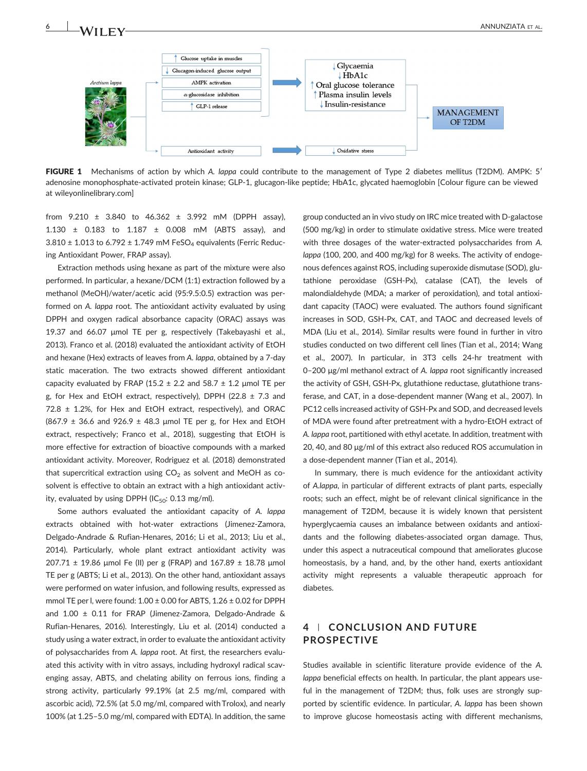Arctium lappa

↑ Glucose uptake in muscles

↓ Glucagon-induced glucose output

AMPK activation

α-glucosidase inhibition

↑ GLP-1 release

↓ Glycaemia
↓ HbA1c
↑ Oral glucose tolerance
↑ Plasma insulin levels
↓ Insulin-resistance

Antioxidant activity

↓ Oxidative stress

MANAGEMENT OF T2DM

**FIGURE 1** Mechanisms of action by which *A. lappa* could contribute to the management of Type 2 diabetes mellitus (T2DM). AMPK: 5′ adenosine monophosphate-activated protein kinase; GLP-1, glucagon-like peptide; HbA1c, glycated haemoglobin [Colour figure can be viewed at wileyonlinelibrary.com]

from 9.210 ± 3.840 to 46.362 ± 3.992 mM (DPPH assay), 1.130 ± 0.183 to 1.187 ± 0.008 mM (ABTS assay), and 3.810 ± 1.013 to 6.792 ± 1.749 mM $FeSO_4$ equivalents (Ferric Reducing Antioxidant Power, FRAP assay).

Extraction methods using hexane as part of the mixture were also performed. In particular, a hexane/DCM (1:1) extraction followed by a methanol (MeOH)/water/acetic acid (95:9.5:0.5) extraction was performed on *A. lappa* root. The antioxidant activity evaluated by using DPPH and oxygen radical absorbance capacity (ORAC) assays was 19.37 and 66.07 μmol TE per g, respectively (Takebayashi et al., 2013). Franco et al. (2018) evaluated the antioxidant activity of EtOH and hexane (Hex) extracts of leaves from *A. lappa*, obtained by a 7-day static maceration. The two extracts showed different antioxidant capacity evaluated by FRAP (15.2 ± 2.2 and 58.7 ± 1.2 μmol TE per g, for Hex and EtOH extract, respectively), DPPH (22.8 ± 7.3 and 72.8 ± 1.2%, for Hex and EtOH extract, respectively), and ORAC (867.9 ± 36.6 and 926.9 ± 48.3 μmol TE per g, for Hex and EtOH extract, respectively; Franco et al., 2018), suggesting that EtOH is more effective for extraction of bioactive compounds with a marked antioxidant activity. Moreover, Rodriguez et al. (2018) demonstrated that supercritical extraction using $CO_2$ as solvent and MeOH as co-solvent is effective to obtain an extract with a high antioxidant activity, evaluated by using DPPH ($IC_{50}$: 0.13 mg/ml).

Some authors evaluated the antioxidant capacity of *A. lappa* extracts obtained with hot-water extractions (Jimenez-Zamora, Delgado-Andrade & Rufian-Henares, 2016; Li et al., 2013; Liu et al., 2014). Particularly, whole plant extract antioxidant activity was 207.71 ± 19.86 μmol Fe (II) per g (FRAP) and 167.89 ± 18.78 μmol TE per g (ABTS; Li et al., 2013). On the other hand, antioxidant assays were performed on water infusion, and following results, expressed as mmol TE per l, were found: 1.00 ± 0.00 for ABTS, 1.26 ± 0.02 for DPPH and 1.00 ± 0.11 for FRAP (Jimenez-Zamora, Delgado-Andrade & Rufian-Henares, 2016). Interestingly, Liu et al. (2014) conducted a study using a water extract, in order to evaluate the antioxidant activity of polysaccharides from *A. lappa* root. At first, the researchers evaluated this activity with in vitro assays, including hydroxyl radical scavenging assay, ABTS, and chelating ability on ferrous ions, finding a strong activity, particularly 99.19% (at 2.5 mg/ml, compared with ascorbic acid), 72.5% (at 5.0 mg/ml, compared with Trolox), and nearly 100% (at 1.25–5.0 mg/ml, compared with EDTA). In addition, the same group conducted an in vivo study on IRC mice treated with D-galactose (500 mg/kg) in order to stimulate oxidative stress. Mice were treated with three dosages of the water-extracted polysaccharides from *A. lappa* (100, 200, and 400 mg/kg) for 8 weeks. The activity of endogenous defences against ROS, including superoxide dismutase (SOD), glutathione peroxidase (GSH-Px), catalase (CAT), the levels of malondialdehyde (MDA; a marker of peroxidation), and total antioxidant capacity (TAOC) were evaluated. The authors found significant increases in SOD, GSH-Px, CAT, and TAOC and decreased levels of MDA (Liu et al., 2014). Similar results were found in further in vitro studies conducted on two different cell lines (Tian et al., 2014; Wang et al., 2007). In particular, in 3T3 cells 24-hr treatment with 0–200 μg/ml methanol extract of *A. lappa* root significantly increased the activity of GSH, GSH-Px, glutathione reductase, glutathione transferase, and CAT, in a dose-dependent manner (Wang et al., 2007). In PC12 cells increased activity of GSH-Px and SOD, and decreased levels of MDA were found after pretreatment with a hydro-EtOH extract of *A. lappa* root, partitioned with ethyl acetate. In addition, treatment with 20, 40, and 80 μg/ml of this extract also reduced ROS accumulation in a dose-dependent manner (Tian et al., 2014).

In summary, there is much evidence for the antioxidant activity of *A.lappa*, in particular of different extracts of plant parts, especially roots; such an effect, might be of relevant clinical significance in the management of T2DM, because it is widely known that persistent hyperglycaemia causes an imbalance between oxidants and antioxidants and the following diabetes-associated organ damage. Thus, under this aspect a nutraceutical compound that ameliorates glucose homeostasis, by a hand, and, by the other hand, exerts antioxidant activity might represents a valuable therapeutic approach for diabetes.

## 4 | CONCLUSION AND FUTURE PROSPECTIVE

Studies available in scientific literature provide evidence of the *A. lappa* beneficial effects on health. In particular, the plant appears useful in the management of T2DM; thus, folk uses are strongly supported by scientific evidence. In particular, *A. lappa* has been shown to improve glucose homeostasis acting with different mechanisms,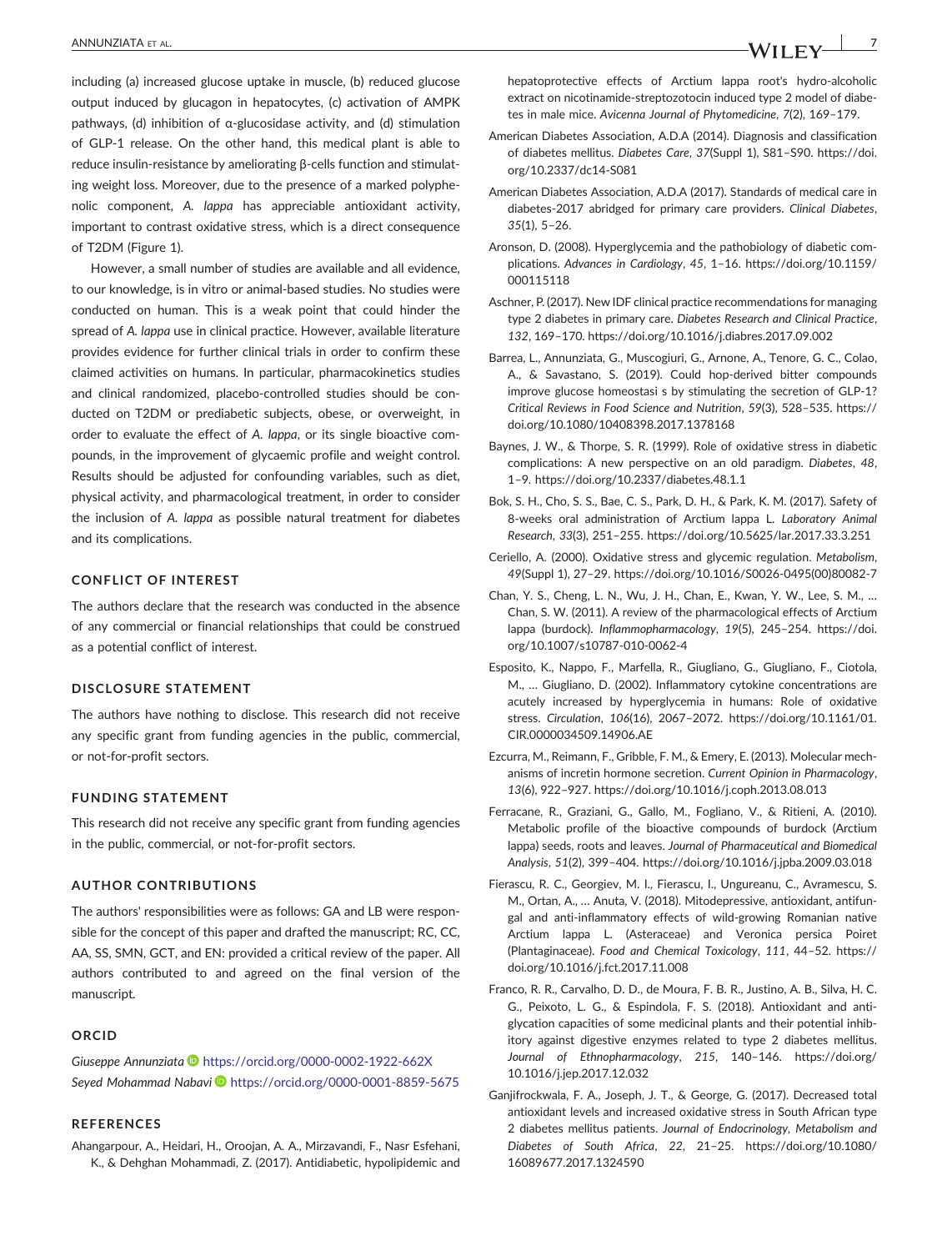including (a) increased glucose uptake in muscle, (b) reduced glucose output induced by glucagon in hepatocytes, (c) activation of AMPK pathways, (d) inhibition of α-glucosidase activity, and (d) stimulation of GLP-1 release. On the other hand, this medical plant is able to reduce insulin-resistance by ameliorating β-cells function and stimulating weight loss. Moreover, due to the presence of a marked polyphenolic component, *A. lappa* has appreciable antioxidant activity, important to contrast oxidative stress, which is a direct consequence of T2DM (Figure 1).

However, a small number of studies are available and all evidence, to our knowledge, is in vitro or animal-based studies. No studies were conducted on human. This is a weak point that could hinder the spread of *A. lappa* use in clinical practice. However, available literature provides evidence for further clinical trials in order to confirm these claimed activities on humans. In particular, pharmacokinetics studies and clinical randomized, placebo-controlled studies should be conducted on T2DM or prediabetic subjects, obese, or overweight, in order to evaluate the effect of *A. lappa*, or its single bioactive compounds, in the improvement of glycaemic profile and weight control. Results should be adjusted for confounding variables, such as diet, physical activity, and pharmacological treatment, in order to consider the inclusion of *A. lappa* as possible natural treatment for diabetes and its complications.

## CONFLICT OF INTEREST

The authors declare that the research was conducted in the absence of any commercial or financial relationships that could be construed as a potential conflict of interest.

## DISCLOSURE STATEMENT

The authors have nothing to disclose. This research did not receive any specific grant from funding agencies in the public, commercial, or not-for-profit sectors.

## FUNDING STATEMENT

This research did not receive any specific grant from funding agencies in the public, commercial, or not-for-profit sectors.

## AUTHOR CONTRIBUTIONS

The authors' responsibilities were as follows: GA and LB were responsible for the concept of this paper and drafted the manuscript; RC, CC, AA, SS, SMN, GCT, and EN: provided a critical review of the paper. All authors contributed to and agreed on the final version of the manuscript.

## ORCID

*Giuseppe Annunziata* https://orcid.org/0000-0002-1922-662X
*Seyed Mohammad Nabavi* https://orcid.org/0000-0001-8859-5675

## REFERENCES

Ahangarpour, A., Heidari, H., Oroojan, A. A., Mirzavandi, F., Nasr Esfehani, K., & Dehghan Mohammadi, Z. (2017). Antidiabetic, hypolipidemic and hepatoprotective effects of Arctium lappa root's hydro-alcoholic extract on nicotinamide-streptozotocin induced type 2 model of diabetes in male mice. *Avicenna Journal of Phytomedicine*, *7*(2), 169–179.

American Diabetes Association, A.D.A (2014). Diagnosis and classification of diabetes mellitus. *Diabetes Care*, *37*(Suppl 1), S81–S90. https://doi.org/10.2337/dc14-S081

American Diabetes Association, A.D.A (2017). Standards of medical care in diabetes-2017 abridged for primary care providers. *Clinical Diabetes*, *35*(1), 5–26.

Aronson, D. (2008). Hyperglycemia and the pathobiology of diabetic complications. *Advances in Cardiology*, *45*, 1–16. https://doi.org/10.1159/000115118

Aschner, P. (2017). New IDF clinical practice recommendations for managing type 2 diabetes in primary care. *Diabetes Research and Clinical Practice*, *132*, 169–170. https://doi.org/10.1016/j.diabres.2017.09.002

Barrea, L., Annunziata, G., Muscogiuri, G., Arnone, A., Tenore, G. C., Colao, A., & Savastano, S. (2019). Could hop-derived bitter compounds improve glucose homeostasi s by stimulating the secretion of GLP-1? *Critical Reviews in Food Science and Nutrition*, *59*(3), 528–535. https://doi.org/10.1080/10408398.2017.1378168

Baynes, J. W., & Thorpe, S. R. (1999). Role of oxidative stress in diabetic complications: A new perspective on an old paradigm. *Diabetes*, *48*, 1–9. https://doi.org/10.2337/diabetes.48.1.1

Bok, S. H., Cho, S. S., Bae, C. S., Park, D. H., & Park, K. M. (2017). Safety of 8-weeks oral administration of Arctium lappa L. *Laboratory Animal Research*, *33*(3), 251–255. https://doi.org/10.5625/lar.2017.33.3.251

Ceriello, A. (2000). Oxidative stress and glycemic regulation. *Metabolism*, *49*(Suppl 1), 27–29. https://doi.org/10.1016/S0026-0495(00)80082-7

Chan, Y. S., Cheng, L. N., Wu, J. H., Chan, E., Kwan, Y. W., Lee, S. M., … Chan, S. W. (2011). A review of the pharmacological effects of Arctium lappa (burdock). *Inflammopharmacology*, *19*(5), 245–254. https://doi.org/10.1007/s10787-010-0062-4

Esposito, K., Nappo, F., Marfella, R., Giugliano, G., Giugliano, F., Ciotola, M., … Giugliano, D. (2002). Inflammatory cytokine concentrations are acutely increased by hyperglycemia in humans: Role of oxidative stress. *Circulation*, *106*(16), 2067–2072. https://doi.org/10.1161/01.CIR.0000034509.14906.AE

Ezcurra, M., Reimann, F., Gribble, F. M., & Emery, E. (2013). Molecular mechanisms of incretin hormone secretion. *Current Opinion in Pharmacology*, *13*(6), 922–927. https://doi.org/10.1016/j.coph.2013.08.013

Ferracane, R., Graziani, G., Gallo, M., Fogliano, V., & Ritieni, A. (2010). Metabolic profile of the bioactive compounds of burdock (Arctium lappa) seeds, roots and leaves. *Journal of Pharmaceutical and Biomedical Analysis*, *51*(2), 399–404. https://doi.org/10.1016/j.jpba.2009.03.018

Fierascu, R. C., Georgiev, M. I., Fierascu, I., Ungureanu, C., Avramescu, S. M., Ortan, A., … Anuta, V. (2018). Mitodepressive, antioxidant, antifungal and anti-inflammatory effects of wild-growing Romanian native Arctium lappa L. (Asteraceae) and Veronica persica Poiret (Plantaginaceae). *Food and Chemical Toxicology*, *111*, 44–52. https://doi.org/10.1016/j.fct.2017.11.008

Franco, R. R., Carvalho, D. D., de Moura, F. B. R., Justino, A. B., Silva, H. C. G., Peixoto, L. G., & Espindola, F. S. (2018). Antioxidant and antiglycation capacities of some medicinal plants and their potential inhibitory against digestive enzymes related to type 2 diabetes mellitus. *Journal of Ethnopharmacology*, *215*, 140–146. https://doi.org/10.1016/j.jep.2017.12.032

Ganjifrockwala, F. A., Joseph, J. T., & George, G. (2017). Decreased total antioxidant levels and increased oxidative stress in South African type 2 diabetes mellitus patients. *Journal of Endocrinology, Metabolism and Diabetes of South Africa*, *22*, 21–25. https://doi.org/10.1080/16089677.2017.1324590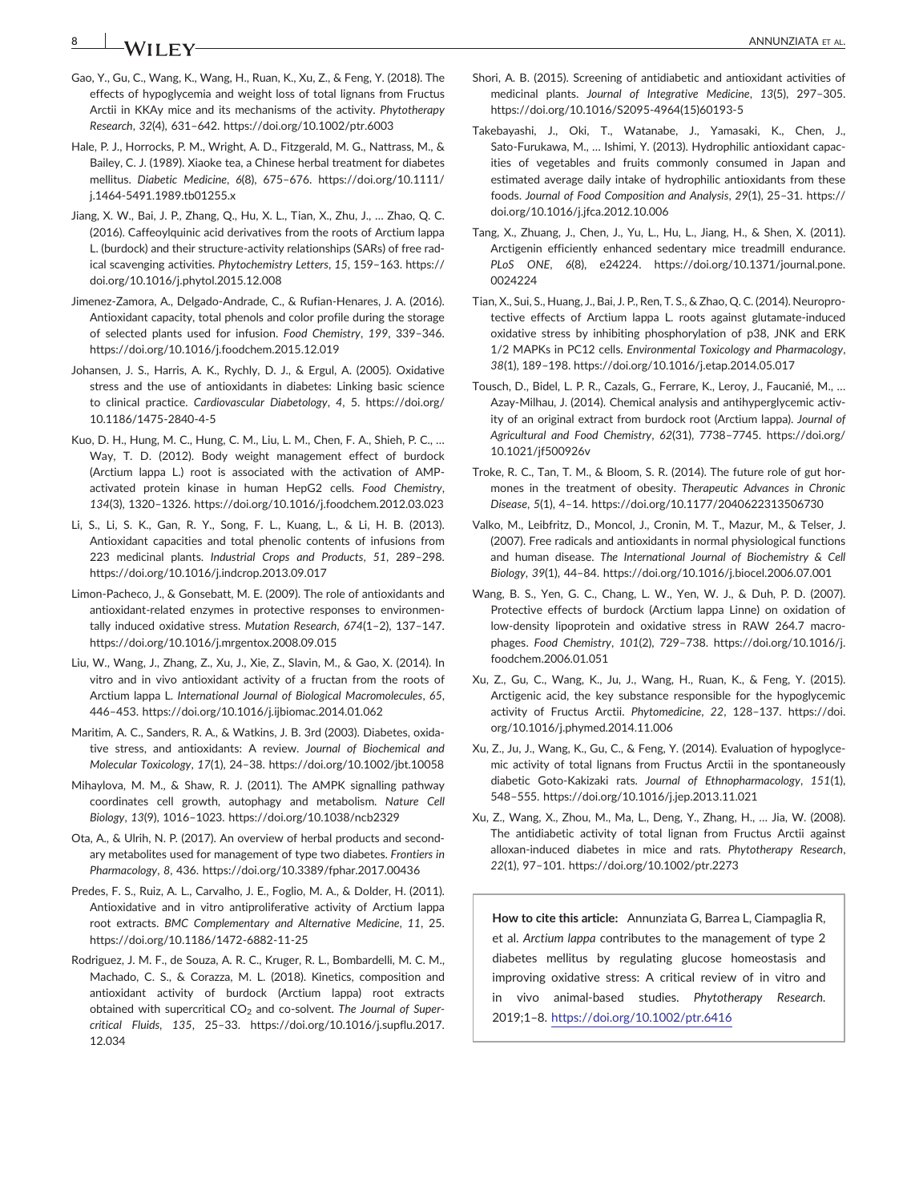Gao, Y., Gu, C., Wang, K., Wang, H., Ruan, K., Xu, Z., & Feng, Y. (2018). The effects of hypoglycemia and weight loss of total lignans from Fructus Arctii in KKAy mice and its mechanisms of the activity. *Phytotherapy Research*, *32*(4), 631–642. https://doi.org/10.1002/ptr.6003

Hale, P. J., Horrocks, P. M., Wright, A. D., Fitzgerald, M. G., Nattrass, M., & Bailey, C. J. (1989). Xiaoke tea, a Chinese herbal treatment for diabetes mellitus. *Diabetic Medicine*, *6*(8), 675–676. https://doi.org/10.1111/j.1464-5491.1989.tb01255.x

Jiang, X. W., Bai, J. P., Zhang, Q., Hu, X. L., Tian, X., Zhu, J., … Zhao, Q. C. (2016). Caffeoylquinic acid derivatives from the roots of Arctium lappa L. (burdock) and their structure-activity relationships (SARs) of free radical scavenging activities. *Phytochemistry Letters*, *15*, 159–163. https://doi.org/10.1016/j.phytol.2015.12.008

Jimenez-Zamora, A., Delgado-Andrade, C., & Rufian-Henares, J. A. (2016). Antioxidant capacity, total phenols and color profile during the storage of selected plants used for infusion. *Food Chemistry*, *199*, 339–346. https://doi.org/10.1016/j.foodchem.2015.12.019

Johansen, J. S., Harris, A. K., Rychly, D. J., & Ergul, A. (2005). Oxidative stress and the use of antioxidants in diabetes: Linking basic science to clinical practice. *Cardiovascular Diabetology*, *4*, 5. https://doi.org/10.1186/1475-2840-4-5

Kuo, D. H., Hung, M. C., Hung, C. M., Liu, L. M., Chen, F. A., Shieh, P. C., … Way, T. D. (2012). Body weight management effect of burdock (Arctium lappa L.) root is associated with the activation of AMP-activated protein kinase in human HepG2 cells. *Food Chemistry*, *134*(3), 1320–1326. https://doi.org/10.1016/j.foodchem.2012.03.023

Li, S., Li, S. K., Gan, R. Y., Song, F. L., Kuang, L., & Li, H. B. (2013). Antioxidant capacities and total phenolic contents of infusions from 223 medicinal plants. *Industrial Crops and Products*, *51*, 289–298. https://doi.org/10.1016/j.indcrop.2013.09.017

Limon-Pacheco, J., & Gonsebatt, M. E. (2009). The role of antioxidants and antioxidant-related enzymes in protective responses to environmentally induced oxidative stress. *Mutation Research*, *674*(1–2), 137–147. https://doi.org/10.1016/j.mrgentox.2008.09.015

Liu, W., Wang, J., Zhang, Z., Xu, J., Xie, Z., Slavin, M., & Gao, X. (2014). In vitro and in vivo antioxidant activity of a fructan from the roots of Arctium lappa L. *International Journal of Biological Macromolecules*, *65*, 446–453. https://doi.org/10.1016/j.ijbiomac.2014.01.062

Maritim, A. C., Sanders, R. A., & Watkins, J. B. 3rd (2003). Diabetes, oxidative stress, and antioxidants: A review. *Journal of Biochemical and Molecular Toxicology*, *17*(1), 24–38. https://doi.org/10.1002/jbt.10058

Mihaylova, M. M., & Shaw, R. J. (2011). The AMPK signalling pathway coordinates cell growth, autophagy and metabolism. *Nature Cell Biology*, *13*(9), 1016–1023. https://doi.org/10.1038/ncb2329

Ota, A., & Ulrih, N. P. (2017). An overview of herbal products and secondary metabolites used for management of type two diabetes. *Frontiers in Pharmacology*, *8*, 436. https://doi.org/10.3389/fphar.2017.00436

Predes, F. S., Ruiz, A. L., Carvalho, J. E., Foglio, M. A., & Dolder, H. (2011). Antioxidative and in vitro antiproliferative activity of Arctium lappa root extracts. *BMC Complementary and Alternative Medicine*, *11*, 25. https://doi.org/10.1186/1472-6882-11-25

Rodriguez, J. M. F., de Souza, A. R. C., Kruger, R. L., Bombardelli, M. C. M., Machado, C. S., & Corazza, M. L. (2018). Kinetics, composition and antioxidant activity of burdock (Arctium lappa) root extracts obtained with supercritical $CO_2$ and co-solvent. *The Journal of Supercritical Fluids*, *135*, 25–33. https://doi.org/10.1016/j.supflu.2017.12.034

Shori, A. B. (2015). Screening of antidiabetic and antioxidant activities of medicinal plants. *Journal of Integrative Medicine*, *13*(5), 297–305. https://doi.org/10.1016/S2095-4964(15)60193-5

Takebayashi, J., Oki, T., Watanabe, J., Yamasaki, K., Chen, J., Sato-Furukawa, M., … Ishimi, Y. (2013). Hydrophilic antioxidant capacities of vegetables and fruits commonly consumed in Japan and estimated average daily intake of hydrophilic antioxidants from these foods. *Journal of Food Composition and Analysis*, *29*(1), 25–31. https://doi.org/10.1016/j.jfca.2012.10.006

Tang, X., Zhuang, J., Chen, J., Yu, L., Hu, L., Jiang, H., & Shen, X. (2011). Arctigenin efficiently enhanced sedentary mice treadmill endurance. *PLoS ONE*, *6*(8), e24224. https://doi.org/10.1371/journal.pone.0024224

Tian, X., Sui, S., Huang, J., Bai, J. P., Ren, T. S., & Zhao, Q. C. (2014). Neuroprotective effects of Arctium lappa L. roots against glutamate-induced oxidative stress by inhibiting phosphorylation of p38, JNK and ERK 1/2 MAPKs in PC12 cells. *Environmental Toxicology and Pharmacology*, *38*(1), 189–198. https://doi.org/10.1016/j.etap.2014.05.017

Tousch, D., Bidel, L. P. R., Cazals, G., Ferrare, K., Leroy, J., Faucanié, M., … Azay-Milhau, J. (2014). Chemical analysis and antihyperglycemic activity of an original extract from burdock root (Arctium lappa). *Journal of Agricultural and Food Chemistry*, *62*(31), 7738–7745. https://doi.org/10.1021/jf500926v

Troke, R. C., Tan, T. M., & Bloom, S. R. (2014). The future role of gut hormones in the treatment of obesity. *Therapeutic Advances in Chronic Disease*, *5*(1), 4–14. https://doi.org/10.1177/2040622313506730

Valko, M., Leibfritz, D., Moncol, J., Cronin, M. T., Mazur, M., & Telser, J. (2007). Free radicals and antioxidants in normal physiological functions and human disease. *The International Journal of Biochemistry & Cell Biology*, *39*(1), 44–84. https://doi.org/10.1016/j.biocel.2006.07.001

Wang, B. S., Yen, G. C., Chang, L. W., Yen, W. J., & Duh, P. D. (2007). Protective effects of burdock (Arctium lappa Linne) on oxidation of low-density lipoprotein and oxidative stress in RAW 264.7 macrophages. *Food Chemistry*, *101*(2), 729–738. https://doi.org/10.1016/j.foodchem.2006.01.051

Xu, Z., Gu, C., Wang, K., Ju, J., Wang, H., Ruan, K., & Feng, Y. (2015). Arctigenic acid, the key substance responsible for the hypoglycemic activity of Fructus Arctii. *Phytomedicine*, *22*, 128–137. https://doi.org/10.1016/j.phymed.2014.11.006

Xu, Z., Ju, J., Wang, K., Gu, C., & Feng, Y. (2014). Evaluation of hypoglycemic activity of total lignans from Fructus Arctii in the spontaneously diabetic Goto-Kakizaki rats. *Journal of Ethnopharmacology*, *151*(1), 548–555. https://doi.org/10.1016/j.jep.2013.11.021

Xu, Z., Wang, X., Zhou, M., Ma, L., Deng, Y., Zhang, H., … Jia, W. (2008). The antidiabetic activity of total lignan from Fructus Arctii against alloxan-induced diabetes in mice and rats. *Phytotherapy Research*, *22*(1), 97–101. https://doi.org/10.1002/ptr.2273

**How to cite this article:** Annunziata G, Barrea L, Ciampaglia R, et al. *Arctium lappa* contributes to the management of type 2 diabetes mellitus by regulating glucose homeostasis and improving oxidative stress: A critical review of in vitro and in vivo animal-based studies. *Phytotherapy Research*. 2019;1–8. https://doi.org/10.1002/ptr.6416